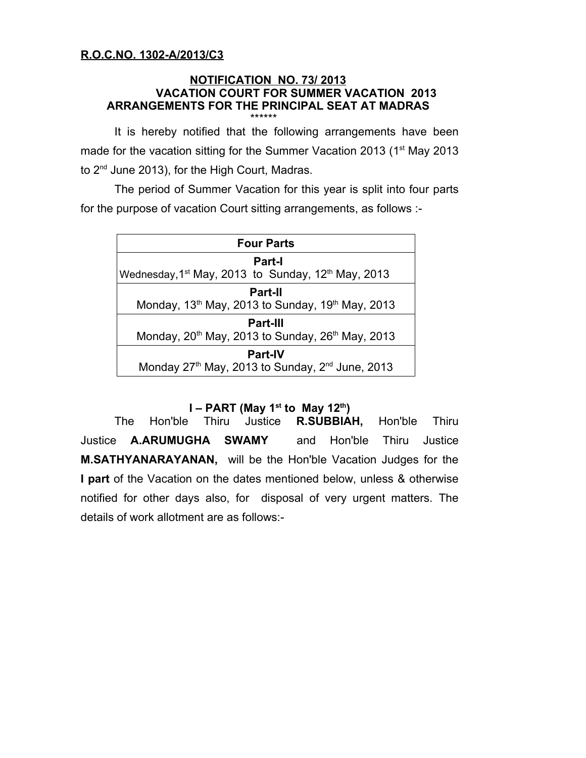**R.O.C.NO. 1302-A/2013/C3**

## NOTIFICATION NO. 73/ 2013
## VACATION COURT FOR SUMMER VACATION 2013
## ARRANGEMENTS FOR THE PRINCIPAL SEAT AT MADRAS

\*\*\*\*\*\*

It is hereby notified that the following arrangements have been made for the vacation sitting for the Summer Vacation 2013 (1st May 2013 to 2nd June 2013), for the High Court, Madras.

The period of Summer Vacation for this year is split into four parts for the purpose of vacation Court sitting arrangements, as follows :-

| Four Parts |
|---|
| **Part-I**<br>Wednesday,1st May, 2013 to Sunday, 12th May, 2013 |
| **Part-II**<br>Monday, 13th May, 2013 to Sunday, 19th May, 2013 |
| **Part-III**<br>Monday, 20th May, 2013 to Sunday, 26th May, 2013 |
| **Part-IV**<br>Monday 27th May, 2013 to Sunday, 2nd June, 2013 |

### I – PART (May 1st to May 12th)

The Hon'ble Thiru Justice **R.SUBBIAH,** Hon'ble Thiru Justice **A.ARUMUGHA SWAMY** and Hon'ble Thiru Justice **M.SATHYANARAYANAN,** will be the Hon'ble Vacation Judges for the **I part** of the Vacation on the dates mentioned below, unless & otherwise notified for other days also, for disposal of very urgent matters. The details of work allotment are as follows:-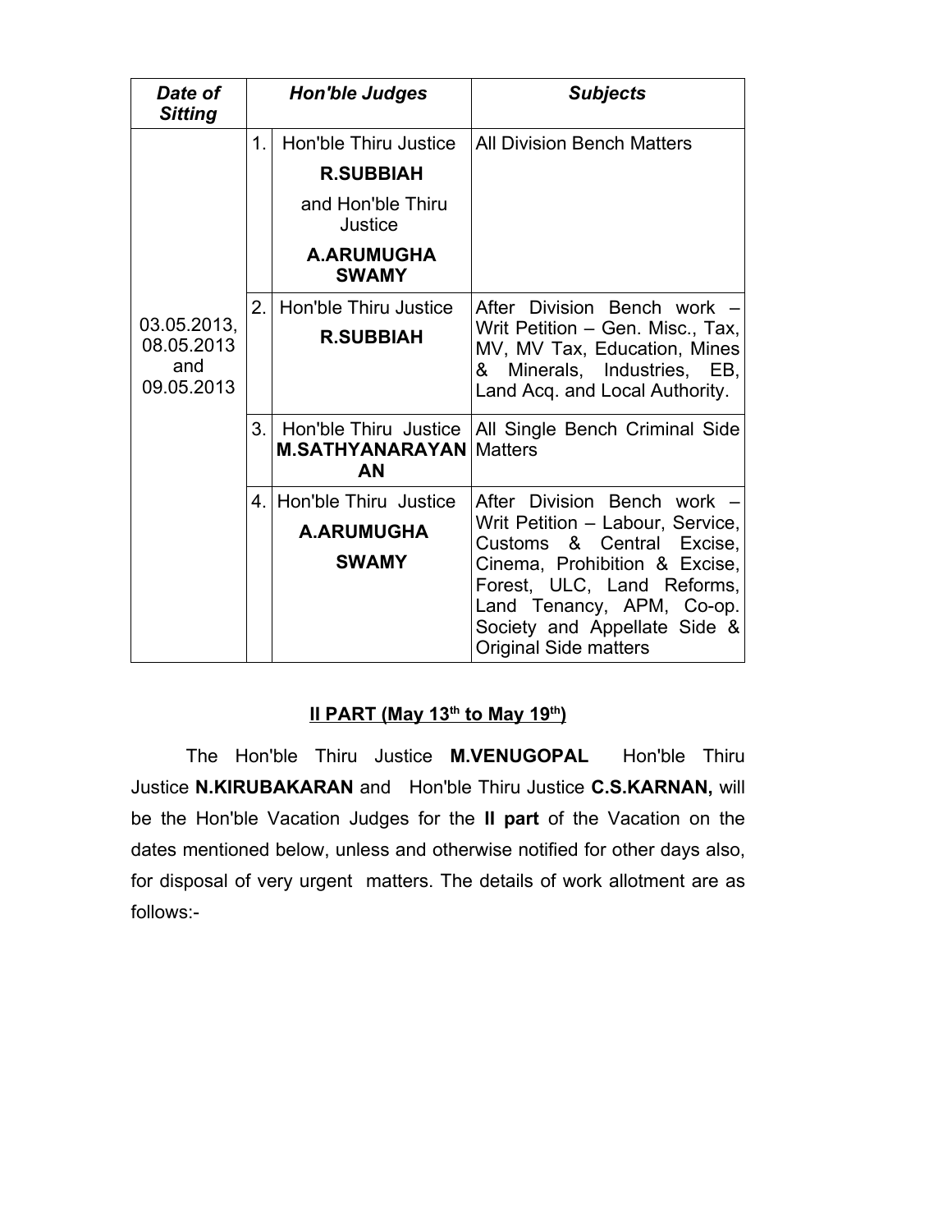| ***Date of Sitting*** | | ***Hon'ble Judges*** | ***Subjects*** |
|---|---|---|---|
| 03.05.2013, 08.05.2013 and 09.05.2013 | 1. | Hon'ble Thiru Justice **R.SUBBIAH** and Hon'ble Thiru Justice **A.ARUMUGHA SWAMY** | All Division Bench Matters |
| | 2. | Hon'ble Thiru Justice **R.SUBBIAH** | After Division Bench work – Writ Petition – Gen. Misc., Tax, MV, MV Tax, Education, Mines & Minerals, Industries, EB, Land Acq. and Local Authority. |
| | 3. | Hon'ble Thiru Justice **M.SATHYANARAYANAN** | All Single Bench Criminal Side Matters |
| | 4. | Hon'ble Thiru Justice **A.ARUMUGHA SWAMY** | After Division Bench work – Writ Petition – Labour, Service, Customs & Central Excise, Cinema, Prohibition & Excise, Forest, ULC, Land Reforms, Land Tenancy, APM, Co-op. Society and Appellate Side & Original Side matters |

**II PART (May 13th to May 19th)**

The Hon'ble Thiru Justice **M.VENUGOPAL** Hon'ble Thiru Justice **N.KIRUBAKARAN** and Hon'ble Thiru Justice **C.S.KARNAN,** will be the Hon'ble Vacation Judges for the **II part** of the Vacation on the dates mentioned below, unless and otherwise notified for other days also, for disposal of very urgent matters. The details of work allotment are as follows:-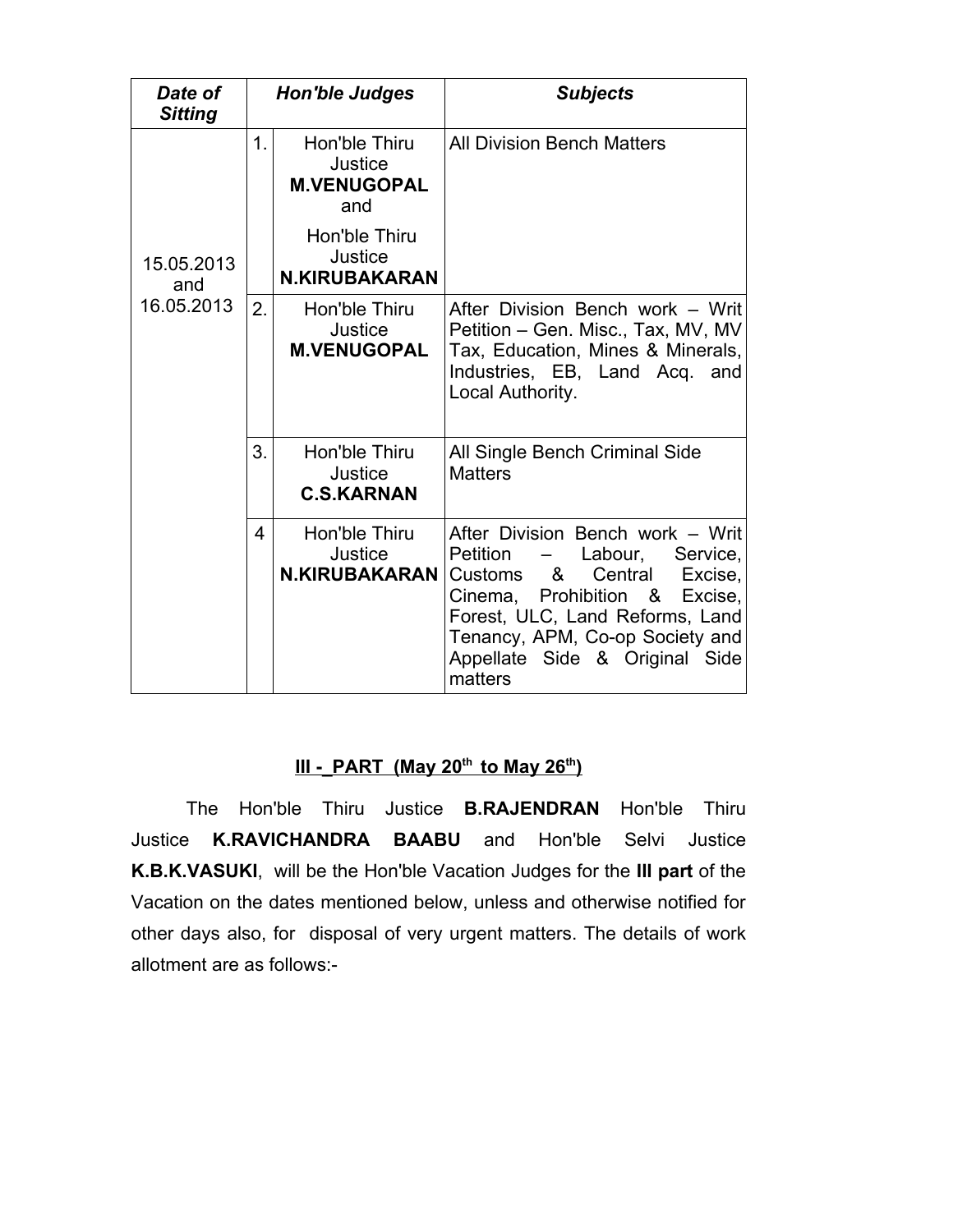| ***Date of Sitting*** | ***Hon'ble Judges*** | | ***Subjects*** |
|---|---|---|---|
| 15.05.2013 and 16.05.2013 | 1. | Hon'ble Thiru Justice **M.VENUGOPAL** and Hon'ble Thiru Justice **N.KIRUBAKARAN** | All Division Bench Matters |
| | 2. | Hon'ble Thiru Justice **M.VENUGOPAL** | After Division Bench work – Writ Petition – Gen. Misc., Tax, MV, MV Tax, Education, Mines & Minerals, Industries, EB, Land Acq. and Local Authority. |
| | 3. | Hon'ble Thiru Justice **C.S.KARNAN** | All Single Bench Criminal Side Matters |
| | 4 | Hon'ble Thiru Justice **N.KIRUBAKARAN** | After Division Bench work – Writ Petition – Labour, Service, Customs & Central Excise, Cinema, Prohibition & Excise, Forest, ULC, Land Reforms, Land Tenancy, APM, Co-op Society and Appellate Side & Original Side matters |

**III -_PART (May 20th to May 26th)**

The Hon'ble Thiru Justice **B.RAJENDRAN** Hon'ble Thiru Justice **K.RAVICHANDRA BAABU** and Hon'ble Selvi Justice **K.B.K.VASUKI**, will be the Hon'ble Vacation Judges for the **III part** of the Vacation on the dates mentioned below, unless and otherwise notified for other days also, for disposal of very urgent matters. The details of work allotment are as follows:-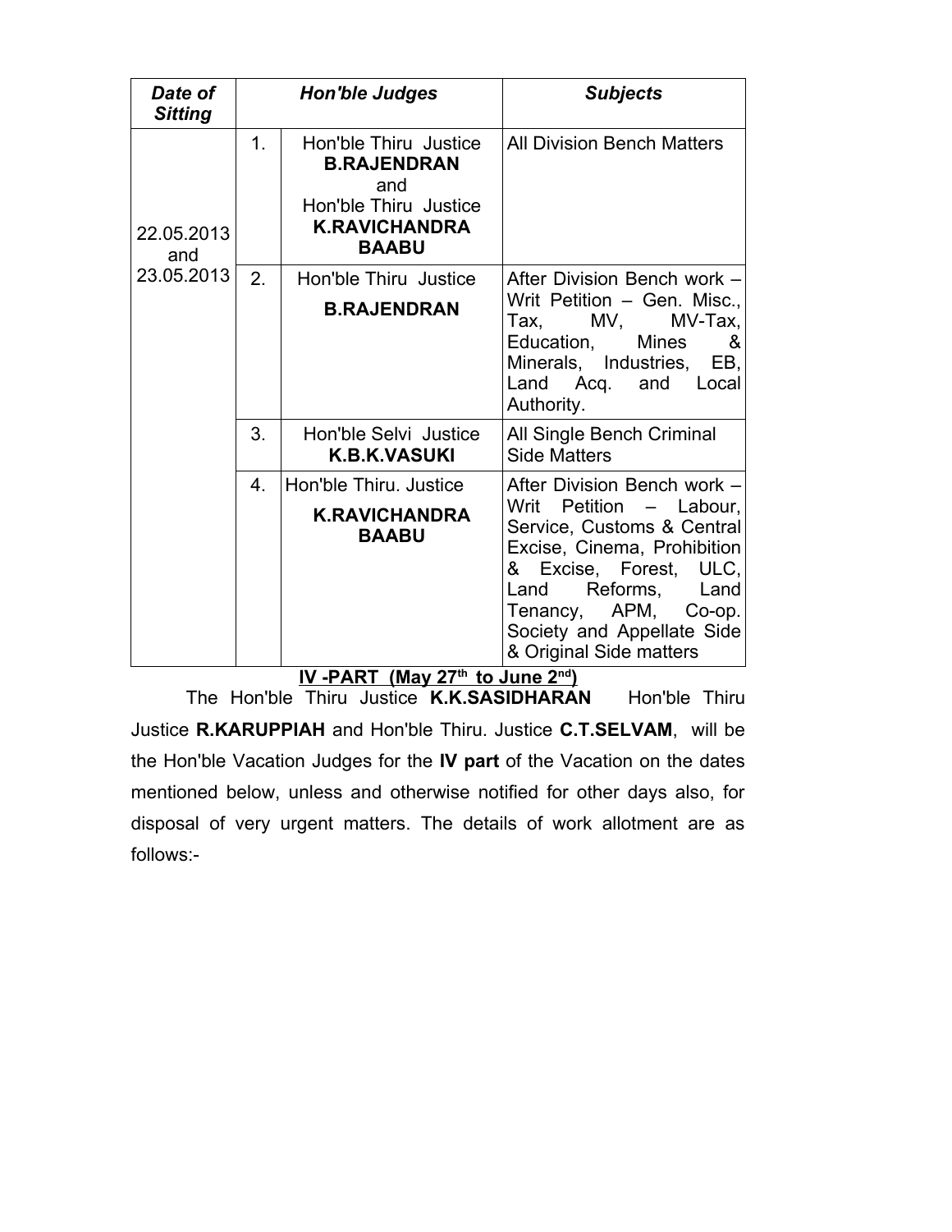| *Date of Sitting* | *Hon'ble Judges* | | *Subjects* |
|---|---|---|---|
| 22.05.2013 and 23.05.2013 | 1. | Hon'ble Thiru Justice **B.RAJENDRAN** and Hon'ble Thiru Justice **K.RAVICHANDRA BAABU** | All Division Bench Matters |
| | 2. | Hon'ble Thiru Justice **B.RAJENDRAN** | After Division Bench work – Writ Petition – Gen. Misc., Tax, MV, MV-Tax, Education, Mines & Minerals, Industries, EB, Land Acq. and Local Authority. |
| | 3. | Hon'ble Selvi Justice **K.B.K.VASUKI** | All Single Bench Criminal Side Matters |
| | 4. | Hon'ble Thiru. Justice **K.RAVICHANDRA BAABU** | After Division Bench work – Writ Petition – Labour, Service, Customs & Central Excise, Cinema, Prohibition & Excise, Forest, ULC, Land Reforms, Land Tenancy, APM, Co-op. Society and Appellate Side & Original Side matters |

**IV -PART (May 27th to June 2nd)**

The Hon'ble Thiru Justice **K.K.SASIDHARAN** Hon'ble Thiru Justice **R.KARUPPIAH** and Hon'ble Thiru. Justice **C.T.SELVAM**, will be the Hon'ble Vacation Judges for the **IV part** of the Vacation on the dates mentioned below, unless and otherwise notified for other days also, for disposal of very urgent matters. The details of work allotment are as follows:-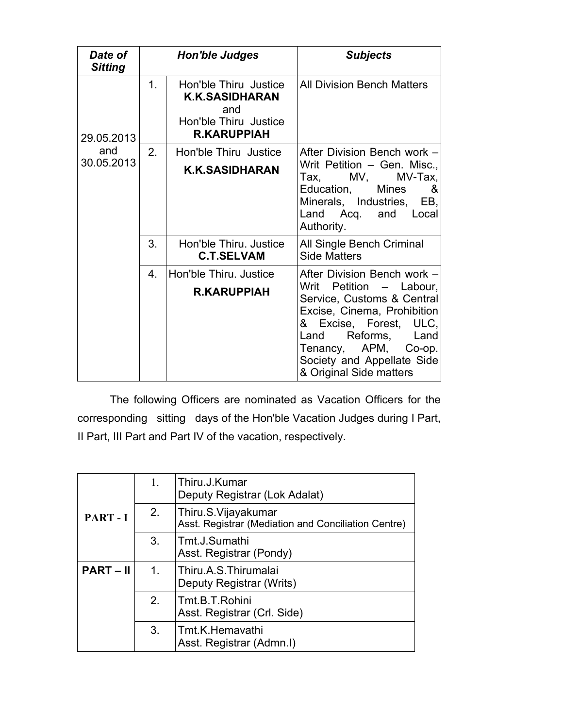| ***Date of Sitting*** | ***Hon'ble Judges*** | | ***Subjects*** |
|---|---|---|---|
| 29.05.2013 and 30.05.2013 | 1. | Hon'ble Thiru Justice **K.K.SASIDHARAN** and Hon'ble Thiru Justice **R.KARUPPIAH** | All Division Bench Matters |
| | 2. | Hon'ble Thiru Justice **K.K.SASIDHARAN** | After Division Bench work – Writ Petition – Gen. Misc., Tax, MV, MV-Tax, Education, Mines & Minerals, Industries, EB, Land Acq. and Local Authority. |
| | 3. | Hon'ble Thiru. Justice **C.T.SELVAM** | All Single Bench Criminal Side Matters |
| | 4. | Hon'ble Thiru. Justice **R.KARUPPIAH** | After Division Bench work – Writ Petition – Labour, Service, Customs & Central Excise, Cinema, Prohibition & Excise, Forest, ULC, Land Reforms, Land Tenancy, APM, Co-op. Society and Appellate Side & Original Side matters |

The following Officers are nominated as Vacation Officers for the corresponding sitting days of the Hon'ble Vacation Judges during I Part, II Part, III Part and Part IV of the vacation, respectively.

| | | |
|---|---|---|
| **PART - I** | 1. | Thiru.J.Kumar<br>Deputy Registrar (Lok Adalat) |
| | 2. | Thiru.S.Vijayakumar<br>Asst. Registrar (Mediation and Conciliation Centre) |
| | 3. | Tmt.J.Sumathi<br>Asst. Registrar (Pondy) |
| **PART – II** | 1. | Thiru.A.S.Thirumalai<br>Deputy Registrar (Writs) |
| | 2. | Tmt.B.T.Rohini<br>Asst. Registrar (Crl. Side) |
| | 3. | Tmt.K.Hemavathi<br>Asst. Registrar (Admn.I) |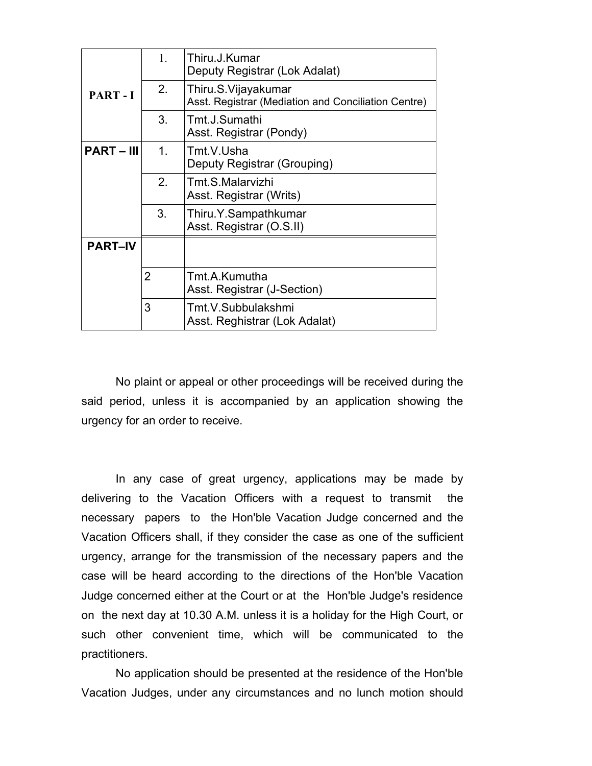| | | |
|---|---|---|
| **PART - I** | 1. | Thiru.J.Kumar<br>Deputy Registrar (Lok Adalat) |
| | 2. | Thiru.S.Vijayakumar<br>Asst. Registrar (Mediation and Conciliation Centre) |
| | 3. | Tmt.J.Sumathi<br>Asst. Registrar (Pondy) |
| **PART – III** | 1. | Tmt.V.Usha<br>Deputy Registrar (Grouping) |
| | 2. | Tmt.S.Malarvizhi<br>Asst. Registrar (Writs) |
| | 3. | Thiru.Y.Sampathkumar<br>Asst. Registrar (O.S.II) |
| **PART–IV** | | |
| | 2 | Tmt.A.Kumutha<br>Asst. Registrar (J-Section) |
| | 3 | Tmt.V.Subbulakshmi<br>Asst. Reghistrar (Lok Adalat) |

No plaint or appeal or other proceedings will be received during the said period, unless it is accompanied by an application showing the urgency for an order to receive.

In any case of great urgency, applications may be made by delivering to the Vacation Officers with a request to transmit the necessary papers to the Hon'ble Vacation Judge concerned and the Vacation Officers shall, if they consider the case as one of the sufficient urgency, arrange for the transmission of the necessary papers and the case will be heard according to the directions of the Hon'ble Vacation Judge concerned either at the Court or at the Hon'ble Judge's residence on the next day at 10.30 A.M. unless it is a holiday for the High Court, or such other convenient time, which will be communicated to the practitioners.

No application should be presented at the residence of the Hon'ble Vacation Judges, under any circumstances and no lunch motion should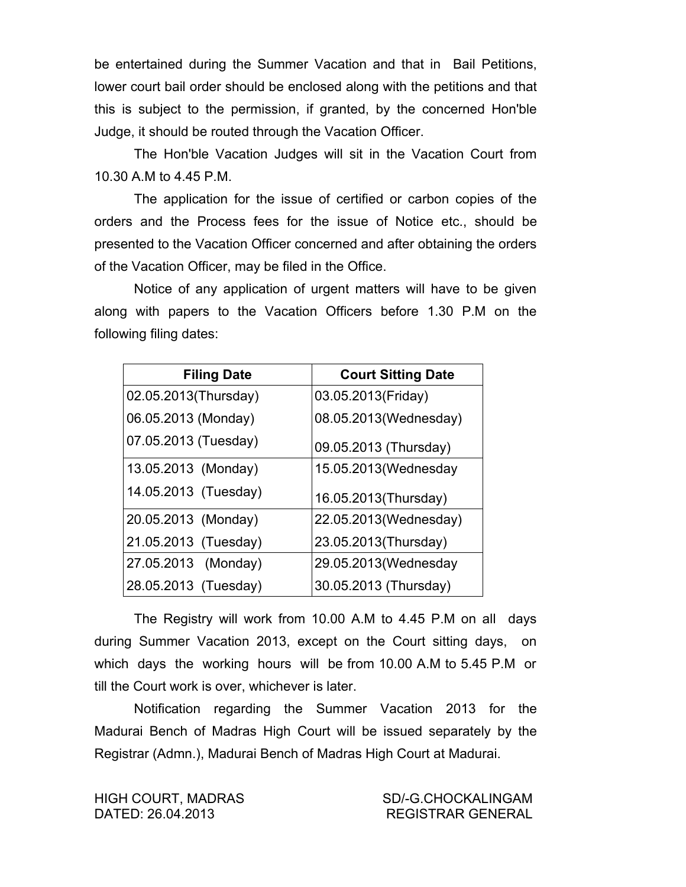be entertained during the Summer Vacation and that in Bail Petitions, lower court bail order should be enclosed along with the petitions and that this is subject to the permission, if granted, by the concerned Hon'ble Judge, it should be routed through the Vacation Officer.

The Hon'ble Vacation Judges will sit in the Vacation Court from 10.30 A.M to 4.45 P.M.

The application for the issue of certified or carbon copies of the orders and the Process fees for the issue of Notice etc., should be presented to the Vacation Officer concerned and after obtaining the orders of the Vacation Officer, may be filed in the Office.

Notice of any application of urgent matters will have to be given along with papers to the Vacation Officers before 1.30 P.M on the following filing dates:

| Filing Date | Court Sitting Date |
|---|---|
| 02.05.2013(Thursday) | 03.05.2013(Friday) |
| 06.05.2013 (Monday) | 08.05.2013(Wednesday) |
| 07.05.2013 (Tuesday) | 09.05.2013 (Thursday) |
| 13.05.2013 (Monday) | 15.05.2013(Wednesday |
| 14.05.2013 (Tuesday) | 16.05.2013(Thursday) |
| 20.05.2013 (Monday) | 22.05.2013(Wednesday) |
| 21.05.2013 (Tuesday) | 23.05.2013(Thursday) |
| 27.05.2013 (Monday) | 29.05.2013(Wednesday |
| 28.05.2013 (Tuesday) | 30.05.2013 (Thursday) |

The Registry will work from 10.00 A.M to 4.45 P.M on all days during Summer Vacation 2013, except on the Court sitting days, on which days the working hours will be from 10.00 A.M to 5.45 P.M or till the Court work is over, whichever is later.

Notification regarding the Summer Vacation 2013 for the Madurai Bench of Madras High Court will be issued separately by the Registrar (Admn.), Madurai Bench of Madras High Court at Madurai.

HIGH COURT, MADRAS
DATED: 26.04.2013

SD/-G.CHOCKALINGAM
REGISTRAR GENERAL